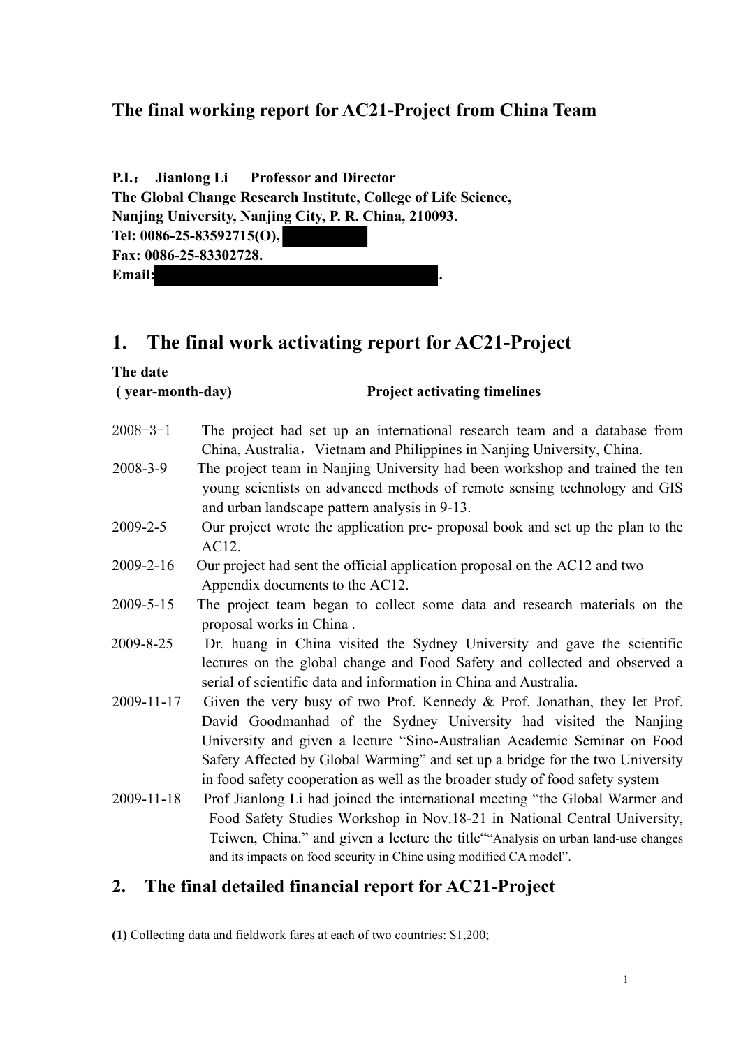# The final working report for AC21-Project from China Team

**P.I.： Jianlong Li Professor and Director**
**The Global Change Research Institute, College of Life Science,**
**Nanjing University, Nanjing City, P. R. China, 210093.**
**Tel: 0086-25-83592715(O),**
**Fax: 0086-25-83302728.**
**Email: .**

## 1. The final work activating report for AC21-Project

| The date ( year-month-day) | Project activating timelines |
|---|---|
| 2008-3-1 | The project had set up an international research team and a database from China, Australia，Vietnam and Philippines in Nanjing University, China. |
| 2008-3-9 | The project team in Nanjing University had been workshop and trained the ten young scientists on advanced methods of remote sensing technology and GIS and urban landscape pattern analysis in 9-13. |
| 2009-2-5 | Our project wrote the application pre- proposal book and set up the plan to the AC12. |
| 2009-2-16 | Our project had sent the official application proposal on the AC12 and two Appendix documents to the AC12. |
| 2009-5-15 | The project team began to collect some data and research materials on the proposal works in China . |
| 2009-8-25 | Dr. huang in China visited the Sydney University and gave the scientific lectures on the global change and Food Safety and collected and observed a serial of scientific data and information in China and Australia. |
| 2009-11-17 | Given the very busy of two Prof. Kennedy & Prof. Jonathan, they let Prof. David Goodmanhad of the Sydney University had visited the Nanjing University and given a lecture "Sino-Australian Academic Seminar on Food Safety Affected by Global Warming" and set up a bridge for the two University in food safety cooperation as well as the broader study of food safety system |
| 2009-11-18 | Prof Jianlong Li had joined the international meeting "the Global Warmer and Food Safety Studies Workshop in Nov.18-21 in National Central University, Teiwen, China." and given a lecture the title""Analysis on urban land-use changes and its impacts on food security in Chine using modified CA model". |

## 2. The final detailed financial report for AC21-Project

**(1)** Collecting data and fieldwork fares at each of two countries: $1,200;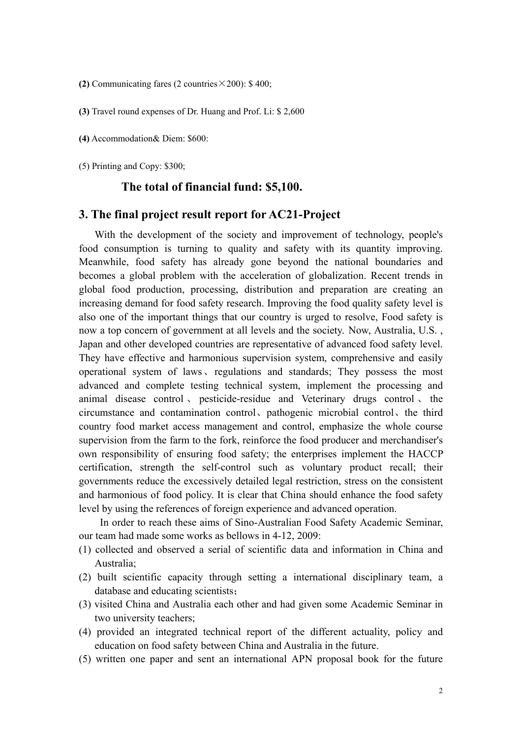**(2)** Communicating fares (2 countries×200): $ 400;

**(3)** Travel round expenses of Dr. Huang and Prof. Li: $ 2,600

**(4)** Accommodation& Diem: $600:

(5) Printing and Copy: $300;

**The total of financial fund: $5,100.**

## 3. The final project result report for AC21-Project

With the development of the society and improvement of technology, people's food consumption is turning to quality and safety with its quantity improving. Meanwhile, food safety has already gone beyond the national boundaries and becomes a global problem with the acceleration of globalization. Recent trends in global food production, processing, distribution and preparation are creating an increasing demand for food safety research. Improving the food quality safety level is also one of the important things that our country is urged to resolve, Food safety is now a top concern of government at all levels and the society. Now, Australia, U.S. , Japan and other developed countries are representative of advanced food safety level. They have effective and harmonious supervision system, comprehensive and easily operational system of laws、regulations and standards; They possess the most advanced and complete testing technical system, implement the processing and animal disease control、pesticide-residue and Veterinary drugs control、the circumstance and contamination control、pathogenic microbial control、the third country food market access management and control, emphasize the whole course supervision from the farm to the fork, reinforce the food producer and merchandiser's own responsibility of ensuring food safety; the enterprises implement the HACCP certification, strength the self-control such as voluntary product recall; their governments reduce the excessively detailed legal restriction, stress on the consistent and harmonious of food policy. It is clear that China should enhance the food safety level by using the references of foreign experience and advanced operation.

In order to reach these aims of Sino-Australian Food Safety Academic Seminar, our team had made some works as bellows in 4-12, 2009:

(1) collected and observed a serial of scientific data and information in China and Australia;

(2) built scientific capacity through setting a international disciplinary team, a database and educating scientists；

(3) visited China and Australia each other and had given some Academic Seminar in two university teachers;

(4) provided an integrated technical report of the different actuality, policy and education on food safety between China and Australia in the future.

(5) written one paper and sent an international APN proposal book for the future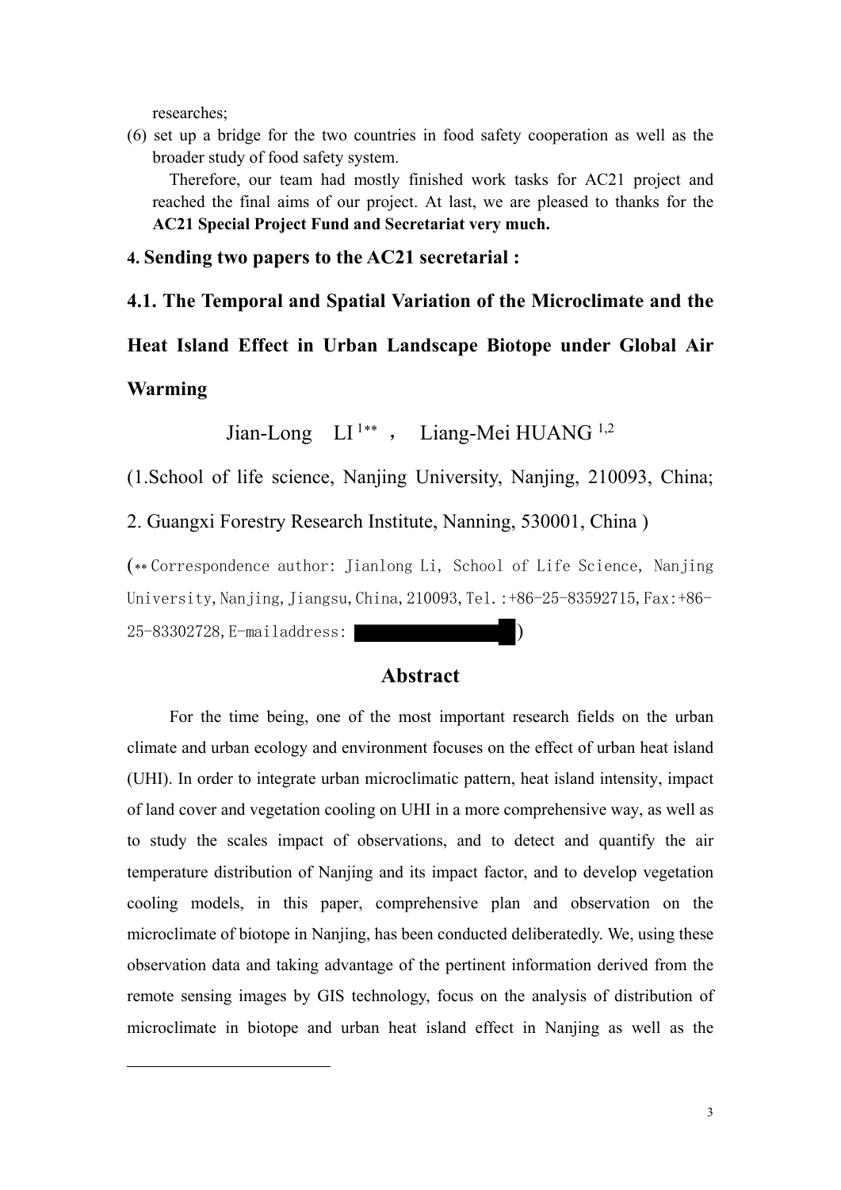researches;

(6) set up a bridge for the two countries in food safety cooperation as well as the broader study of food safety system.

Therefore, our team had mostly finished work tasks for AC21 project and reached the final aims of our project. At last, we are pleased to thanks for the **AC21 Special Project Fund and Secretariat very much.**

## 4. Sending two papers to the AC21 secretarial :

### 4.1. The Temporal and Spatial Variation of the Microclimate and the Heat Island Effect in Urban Landscape Biotope under Global Air Warming

Jian-Long LI[1**] , Liang-Mei HUANG[1,2]

(1.School of life science, Nanjing University, Nanjing, 210093, China;

2. Guangxi Forestry Research Institute, Nanning, 530001, China )

(** Correspondence author: Jianlong Li, School of Life Science, Nanjing University, Nanjing, Jiangsu, China, 210093, Tel.:+86-25-83592715, Fax:+86-25-83302728, E-mailaddress: ████████ )

## Abstract

For the time being, one of the most important research fields on the urban climate and urban ecology and environment focuses on the effect of urban heat island (UHI). In order to integrate urban microclimatic pattern, heat island intensity, impact of land cover and vegetation cooling on UHI in a more comprehensive way, as well as to study the scales impact of observations, and to detect and quantify the air temperature distribution of Nanjing and its impact factor, and to develop vegetation cooling models, in this paper, comprehensive plan and observation on the microclimate of biotope in Nanjing, has been conducted deliberatedly. We, using these observation data and taking advantage of the pertinent information derived from the remote sensing images by GIS technology, focus on the analysis of distribution of microclimate in biotope and urban heat island effect in Nanjing as well as the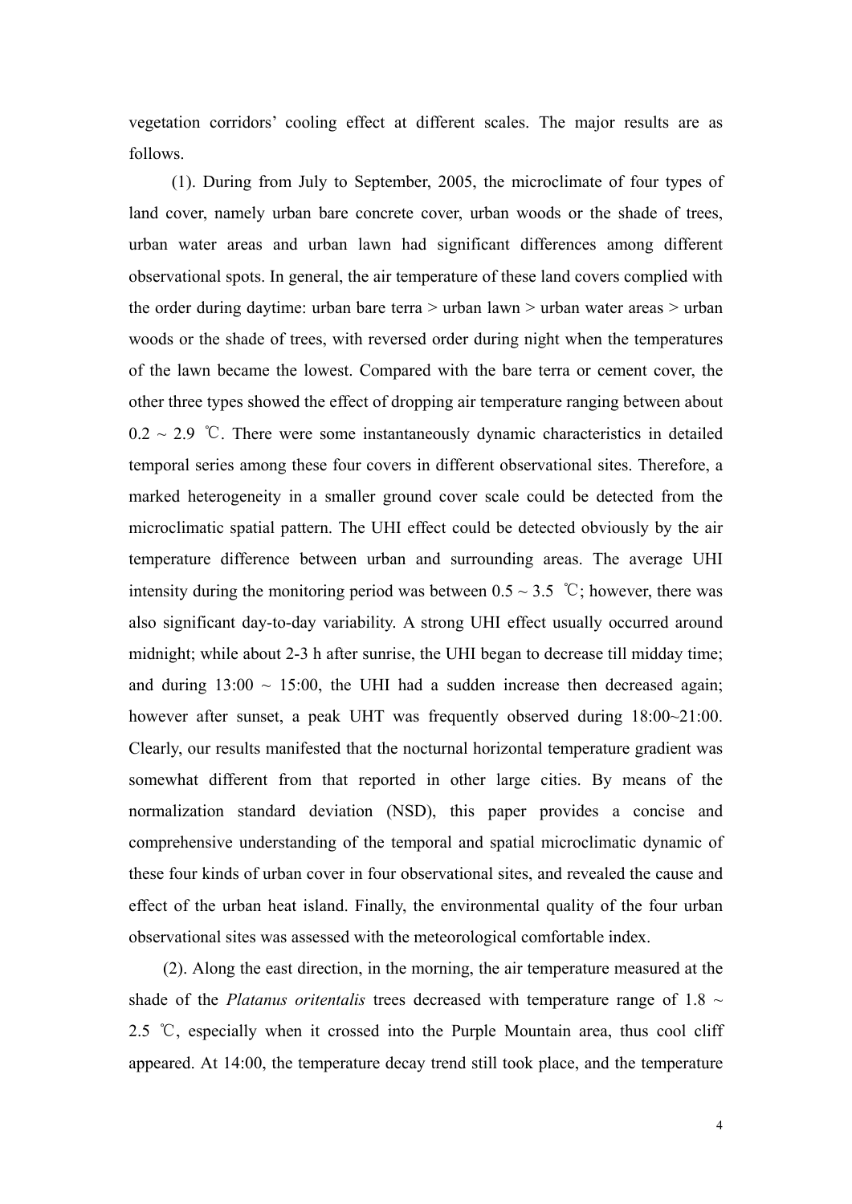vegetation corridors' cooling effect at different scales. The major results are as follows.

(1). During from July to September, 2005, the microclimate of four types of land cover, namely urban bare concrete cover, urban woods or the shade of trees, urban water areas and urban lawn had significant differences among different observational spots. In general, the air temperature of these land covers complied with the order during daytime: urban bare terra > urban lawn > urban water areas > urban woods or the shade of trees, with reversed order during night when the temperatures of the lawn became the lowest. Compared with the bare terra or cement cover, the other three types showed the effect of dropping air temperature ranging between about 0.2 ~ 2.9 ℃. There were some instantaneously dynamic characteristics in detailed temporal series among these four covers in different observational sites. Therefore, a marked heterogeneity in a smaller ground cover scale could be detected from the microclimatic spatial pattern. The UHI effect could be detected obviously by the air temperature difference between urban and surrounding areas. The average UHI intensity during the monitoring period was between 0.5 ~ 3.5 ℃; however, there was also significant day-to-day variability. A strong UHI effect usually occurred around midnight; while about 2-3 h after sunrise, the UHI began to decrease till midday time; and during 13:00 ~ 15:00, the UHI had a sudden increase then decreased again; however after sunset, a peak UHT was frequently observed during 18:00~21:00. Clearly, our results manifested that the nocturnal horizontal temperature gradient was somewhat different from that reported in other large cities. By means of the normalization standard deviation (NSD), this paper provides a concise and comprehensive understanding of the temporal and spatial microclimatic dynamic of these four kinds of urban cover in four observational sites, and revealed the cause and effect of the urban heat island. Finally, the environmental quality of the four urban observational sites was assessed with the meteorological comfortable index.

(2). Along the east direction, in the morning, the air temperature measured at the shade of the *Platanus oritentalis* trees decreased with temperature range of 1.8 ~ 2.5 ℃, especially when it crossed into the Purple Mountain area, thus cool cliff appeared. At 14:00, the temperature decay trend still took place, and the temperature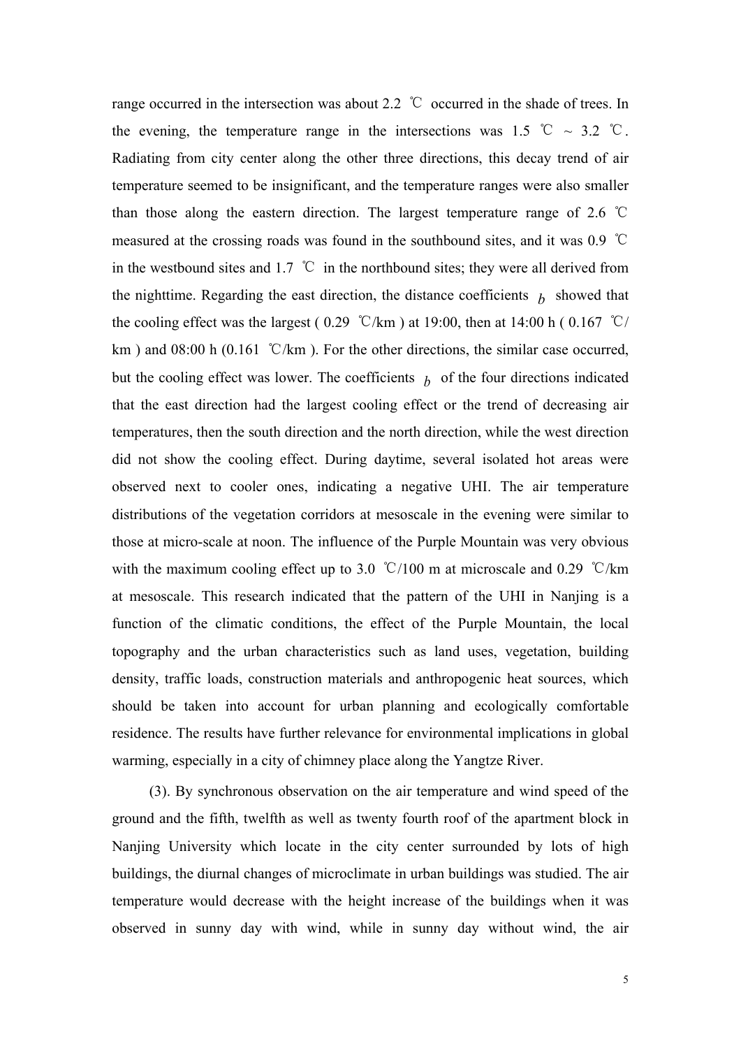range occurred in the intersection was about 2.2 ℃ occurred in the shade of trees. In the evening, the temperature range in the intersections was 1.5 ℃ ~ 3.2 ℃. Radiating from city center along the other three directions, this decay trend of air temperature seemed to be insignificant, and the temperature ranges were also smaller than those along the eastern direction. The largest temperature range of 2.6 ℃ measured at the crossing roads was found in the southbound sites, and it was 0.9 ℃ in the westbound sites and 1.7 ℃ in the northbound sites; they were all derived from the nighttime. Regarding the east direction, the distance coefficients $b$ showed that the cooling effect was the largest ( 0.29 ℃/km ) at 19:00, then at 14:00 h ( 0.167 ℃/km ) and 08:00 h (0.161 ℃/km ). For the other directions, the similar case occurred, but the cooling effect was lower. The coefficients $b$ of the four directions indicated that the east direction had the largest cooling effect or the trend of decreasing air temperatures, then the south direction and the north direction, while the west direction did not show the cooling effect. During daytime, several isolated hot areas were observed next to cooler ones, indicating a negative UHI. The air temperature distributions of the vegetation corridors at mesoscale in the evening were similar to those at micro-scale at noon. The influence of the Purple Mountain was very obvious with the maximum cooling effect up to 3.0 ℃/100 m at microscale and 0.29 ℃/km at mesoscale. This research indicated that the pattern of the UHI in Nanjing is a function of the climatic conditions, the effect of the Purple Mountain, the local topography and the urban characteristics such as land uses, vegetation, building density, traffic loads, construction materials and anthropogenic heat sources, which should be taken into account for urban planning and ecologically comfortable residence. The results have further relevance for environmental implications in global warming, especially in a city of chimney place along the Yangtze River.

(3). By synchronous observation on the air temperature and wind speed of the ground and the fifth, twelfth as well as twenty fourth roof of the apartment block in Nanjing University which locate in the city center surrounded by lots of high buildings, the diurnal changes of microclimate in urban buildings was studied. The air temperature would decrease with the height increase of the buildings when it was observed in sunny day with wind, while in sunny day without wind, the air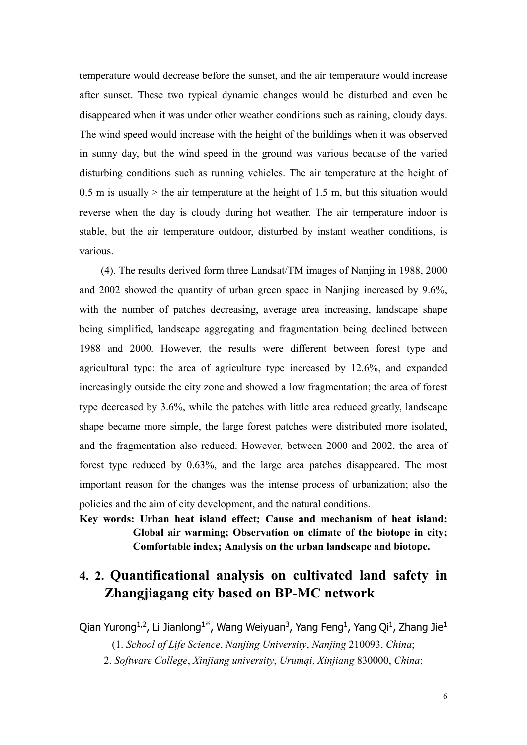temperature would decrease before the sunset, and the air temperature would increase after sunset. These two typical dynamic changes would be disturbed and even be disappeared when it was under other weather conditions such as raining, cloudy days. The wind speed would increase with the height of the buildings when it was observed in sunny day, but the wind speed in the ground was various because of the varied disturbing conditions such as running vehicles. The air temperature at the height of 0.5 m is usually > the air temperature at the height of 1.5 m, but this situation would reverse when the day is cloudy during hot weather. The air temperature indoor is stable, but the air temperature outdoor, disturbed by instant weather conditions, is various.

(4). The results derived form three Landsat/TM images of Nanjing in 1988, 2000 and 2002 showed the quantity of urban green space in Nanjing increased by 9.6%, with the number of patches decreasing, average area increasing, landscape shape being simplified, landscape aggregating and fragmentation being declined between 1988 and 2000. However, the results were different between forest type and agricultural type: the area of agriculture type increased by 12.6%, and expanded increasingly outside the city zone and showed a low fragmentation; the area of forest type decreased by 3.6%, while the patches with little area reduced greatly, landscape shape became more simple, the large forest patches were distributed more isolated, and the fragmentation also reduced. However, between 2000 and 2002, the area of forest type reduced by 0.63%, and the large area patches disappeared. The most important reason for the changes was the intense process of urbanization; also the policies and the aim of city development, and the natural conditions.

**Key words: Urban heat island effect; Cause and mechanism of heat island; Global air warming; Observation on climate of the biotope in city; Comfortable index; Analysis on the urban landscape and biotope.**

## 4. 2. Quantificational analysis on cultivated land safety in Zhangjiagang city based on BP-MC network

Qian Yurong[1,2], Li Jianlong[1※], Wang Weiyuan[3], Yang Feng[1], Yang Qi[1], Zhang Jie[1]

(1. *School of Life Science*, *Nanjing University*, *Nanjing* 210093, *China*;

2. *Software College*, *Xinjiang university*, *Urumqi*, *Xinjiang* 830000, *China*;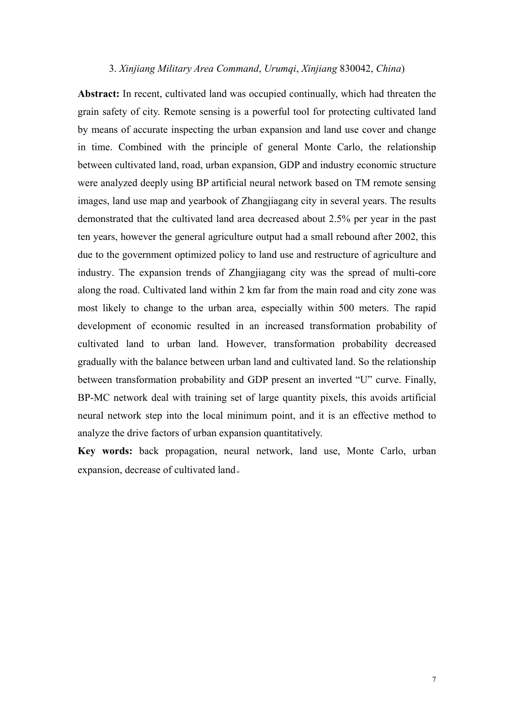3. *Xinjiang Military Area Command*, *Urumqi*, *Xinjiang* 830042, *China*)

**Abstract:** In recent, cultivated land was occupied continually, which had threaten the grain safety of city. Remote sensing is a powerful tool for protecting cultivated land by means of accurate inspecting the urban expansion and land use cover and change in time. Combined with the principle of general Monte Carlo, the relationship between cultivated land, road, urban expansion, GDP and industry economic structure were analyzed deeply using BP artificial neural network based on TM remote sensing images, land use map and yearbook of Zhangjiagang city in several years. The results demonstrated that the cultivated land area decreased about 2.5% per year in the past ten years, however the general agriculture output had a small rebound after 2002, this due to the government optimized policy to land use and restructure of agriculture and industry. The expansion trends of Zhangjiagang city was the spread of multi-core along the road. Cultivated land within 2 km far from the main road and city zone was most likely to change to the urban area, especially within 500 meters. The rapid development of economic resulted in an increased transformation probability of cultivated land to urban land. However, transformation probability decreased gradually with the balance between urban land and cultivated land. So the relationship between transformation probability and GDP present an inverted "U" curve. Finally, BP-MC network deal with training set of large quantity pixels, this avoids artificial neural network step into the local minimum point, and it is an effective method to analyze the drive factors of urban expansion quantitatively.

**Key words:** back propagation, neural network, land use, Monte Carlo, urban expansion, decrease of cultivated land。